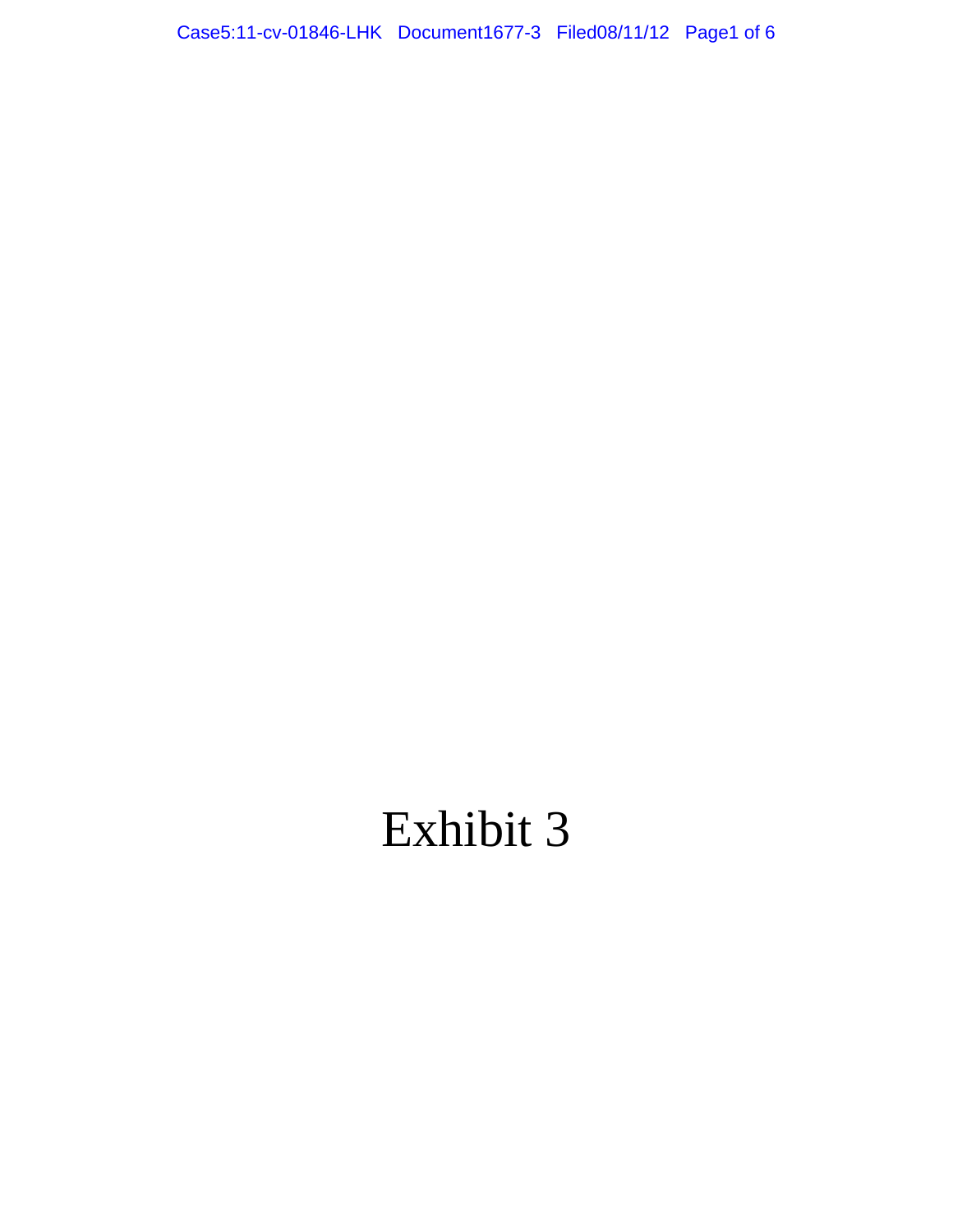# Exhibit 3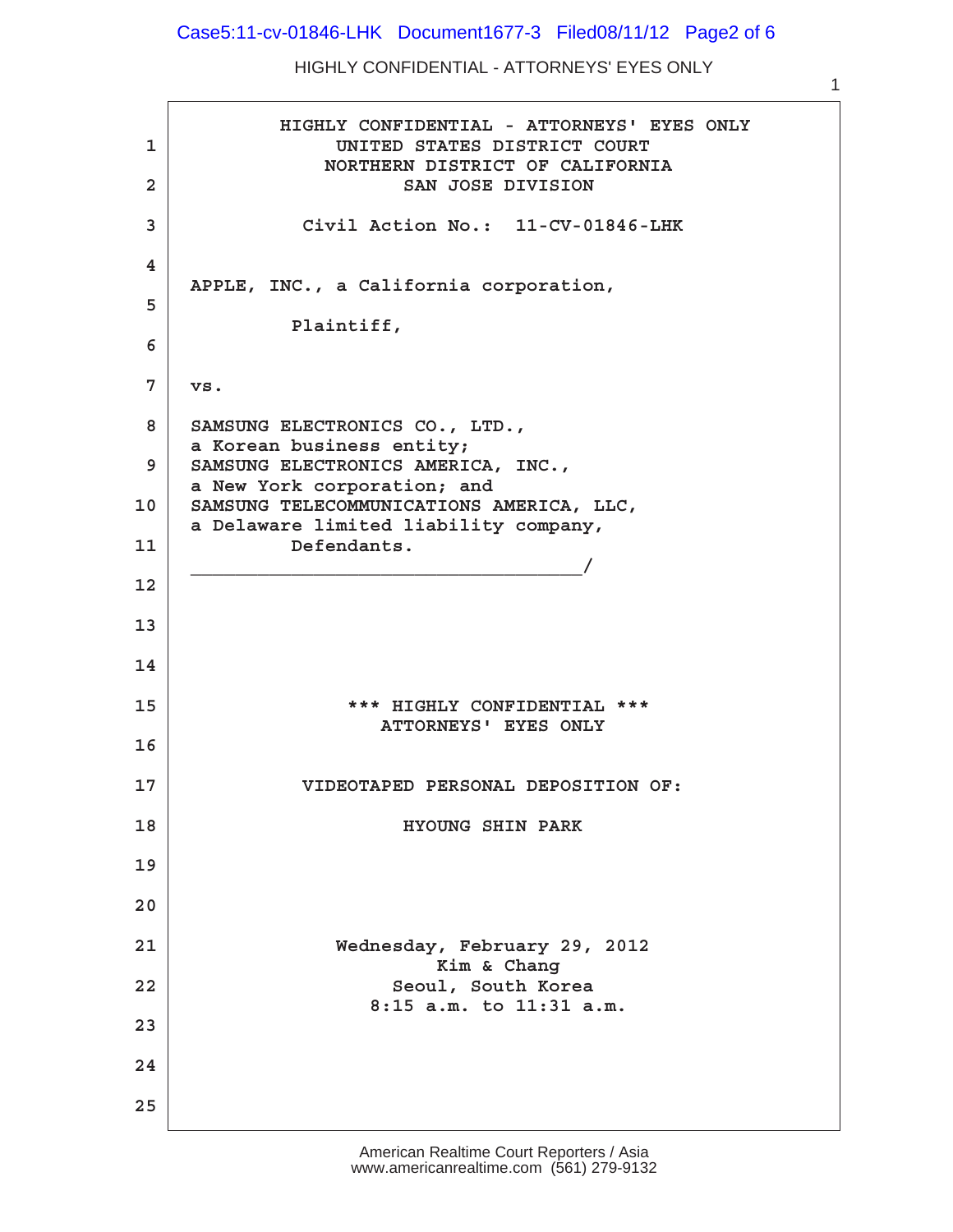HIGHLY CONFIDENTIAL - ATTORNEYS' EYES ONLY

UNITED STATES DISTRICT COURT
NORTHERN DISTRICT OF CALIFORNIA
SAN JOSE DIVISION

Civil Action No.: 11-CV-01846-LHK

APPLE, INC., a California corporation,

Plaintiff,

vs.

SAMSUNG ELECTRONICS CO., LTD.,
a Korean business entity;
SAMSUNG ELECTRONICS AMERICA, INC.,
a New York corporation; and
SAMSUNG TELECOMMUNICATIONS AMERICA, LLC,
a Delaware limited liability company,

Defendants.

_________________________________/

\*\*\* HIGHLY CONFIDENTIAL \*\*\*
ATTORNEYS' EYES ONLY

VIDEOTAPED PERSONAL DEPOSITION OF:

HYOUNG SHIN PARK

Wednesday, February 29, 2012
Kim & Chang
Seoul, South Korea
8:15 a.m. to 11:31 a.m.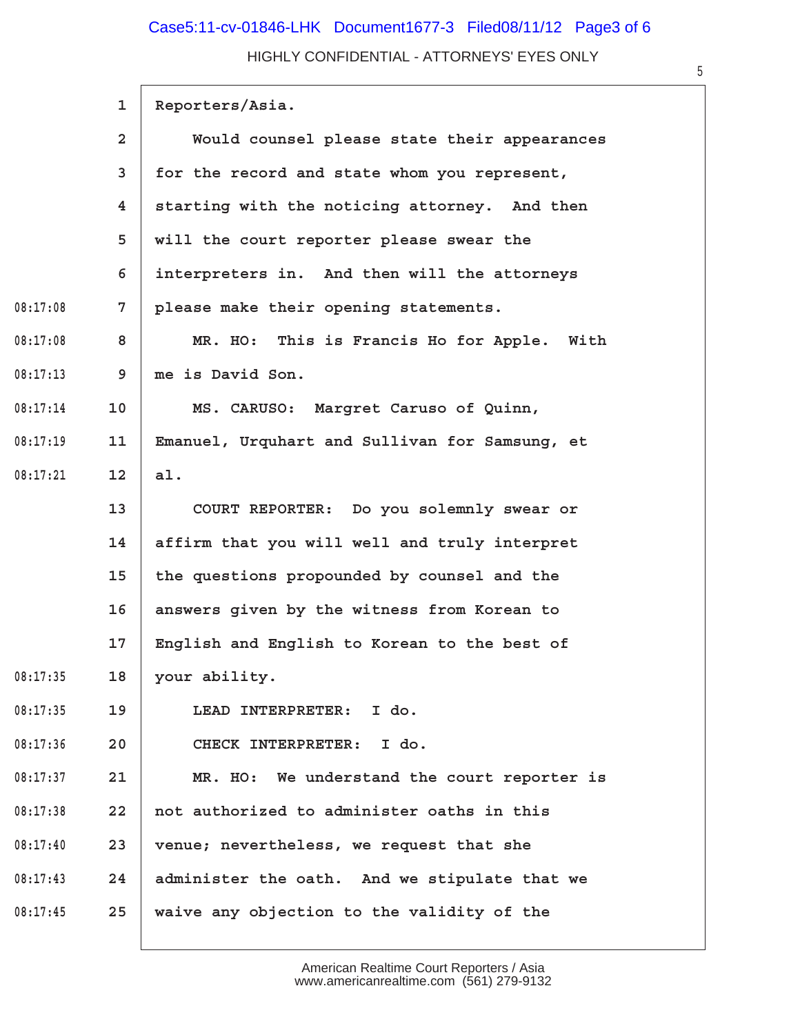HIGHLY CONFIDENTIAL - ATTORNEYS' EYES ONLY

| | | |
|---|---|---|
| | 1 | Reporters/Asia. |
| | 2 | Would counsel please state their appearances |
| | 3 | for the record and state whom you represent, |
| | 4 | starting with the noticing attorney. And then |
| | 5 | will the court reporter please swear the |
| | 6 | interpreters in. And then will the attorneys |
| 08:17:08 | 7 | please make their opening statements. |
| 08:17:08 | 8 | MR. HO: This is Francis Ho for Apple. With |
| 08:17:13 | 9 | me is David Son. |
| 08:17:14 | 10 | MS. CARUSO: Margret Caruso of Quinn, |
| 08:17:19 | 11 | Emanuel, Urquhart and Sullivan for Samsung, et |
| 08:17:21 | 12 | al. |
| | 13 | COURT REPORTER: Do you solemnly swear or |
| | 14 | affirm that you will well and truly interpret |
| | 15 | the questions propounded by counsel and the |
| | 16 | answers given by the witness from Korean to |
| | 17 | English and English to Korean to the best of |
| 08:17:35 | 18 | your ability. |
| 08:17:35 | 19 | LEAD INTERPRETER: I do. |
| 08:17:36 | 20 | CHECK INTERPRETER: I do. |
| 08:17:37 | 21 | MR. HO: We understand the court reporter is |
| 08:17:38 | 22 | not authorized to administer oaths in this |
| 08:17:40 | 23 | venue; nevertheless, we request that she |
| 08:17:43 | 24 | administer the oath. And we stipulate that we |
| 08:17:45 | 25 | waive any objection to the validity of the |

American Realtime Court Reporters / Asia
www.americanrealtime.com (561) 279-9132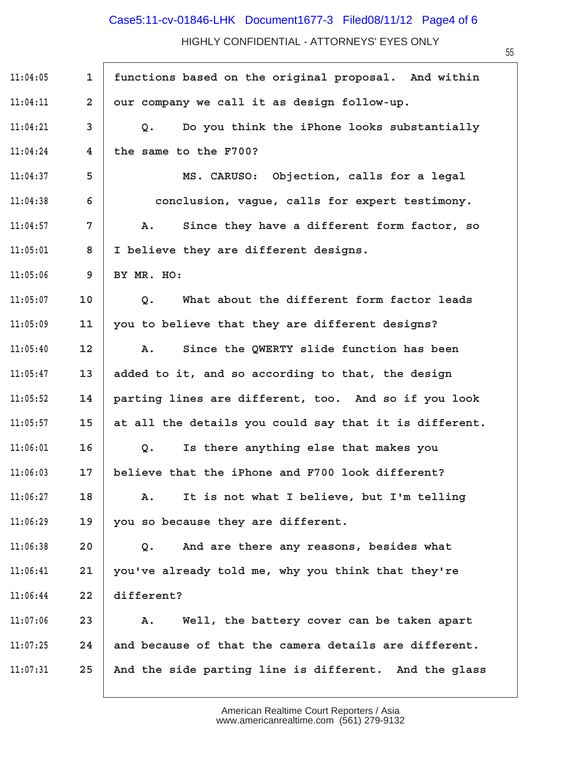HIGHLY CONFIDENTIAL - ATTORNEYS' EYES ONLY

| | | |
|---|---|---|
| 11:04:05 | 1 | functions based on the original proposal. And within |
| 11:04:11 | 2 | our company we call it as design follow-up. |
| 11:04:21 | 3 | Q. Do you think the iPhone looks substantially |
| 11:04:24 | 4 | the same to the F700? |
| 11:04:37 | 5 | MS. CARUSO: Objection, calls for a legal |
| 11:04:38 | 6 | conclusion, vague, calls for expert testimony. |
| 11:04:57 | 7 | A. Since they have a different form factor, so |
| 11:05:01 | 8 | I believe they are different designs. |
| 11:05:06 | 9 | BY MR. HO: |
| 11:05:07 | 10 | Q. What about the different form factor leads |
| 11:05:09 | 11 | you to believe that they are different designs? |
| 11:05:40 | 12 | A. Since the QWERTY slide function has been |
| 11:05:47 | 13 | added to it, and so according to that, the design |
| 11:05:52 | 14 | parting lines are different, too. And so if you look |
| 11:05:57 | 15 | at all the details you could say that it is different. |
| 11:06:01 | 16 | Q. Is there anything else that makes you |
| 11:06:03 | 17 | believe that the iPhone and F700 look different? |
| 11:06:27 | 18 | A. It is not what I believe, but I'm telling |
| 11:06:29 | 19 | you so because they are different. |
| 11:06:38 | 20 | Q. And are there any reasons, besides what |
| 11:06:41 | 21 | you've already told me, why you think that they're |
| 11:06:44 | 22 | different? |
| 11:07:06 | 23 | A. Well, the battery cover can be taken apart |
| 11:07:25 | 24 | and because of that the camera details are different. |
| 11:07:31 | 25 | And the side parting line is different. And the glass |

American Realtime Court Reporters / Asia
www.americanrealtime.com (561) 279-9132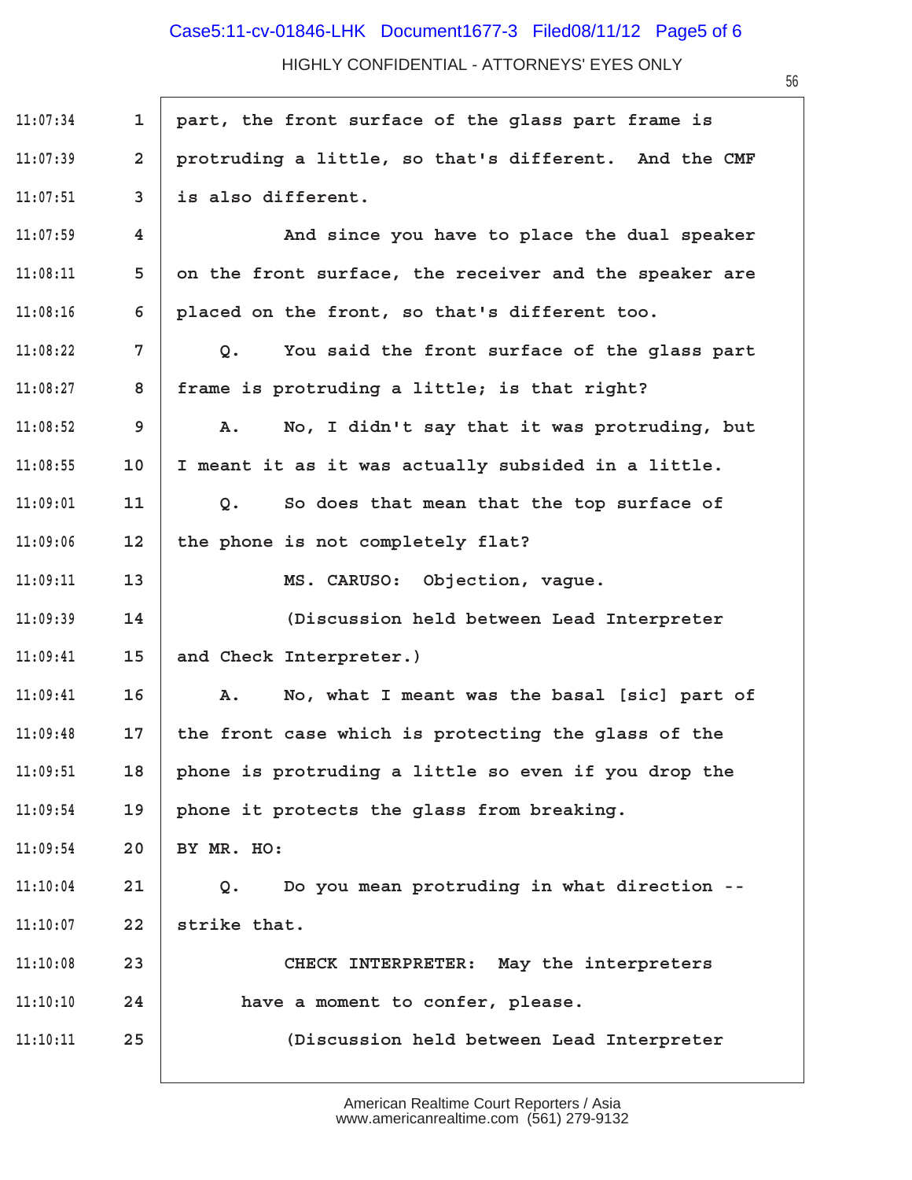HIGHLY CONFIDENTIAL - ATTORNEYS' EYES ONLY

11:07:34 1 part, the front surface of the glass part frame is
11:07:39 2 protruding a little, so that's different. And the CMF
11:07:51 3 is also different.
11:07:59 4 And since you have to place the dual speaker
11:08:11 5 on the front surface, the receiver and the speaker are
11:08:16 6 placed on the front, so that's different too.
11:08:22 7 Q. You said the front surface of the glass part
11:08:27 8 frame is protruding a little; is that right?
11:08:52 9 A. No, I didn't say that it was protruding, but
11:08:55 10 I meant it as it was actually subsided in a little.
11:09:01 11 Q. So does that mean that the top surface of
11:09:06 12 the phone is not completely flat?
11:09:11 13 MS. CARUSO: Objection, vague.
11:09:39 14 (Discussion held between Lead Interpreter
11:09:41 15 and Check Interpreter.)
11:09:41 16 A. No, what I meant was the basal [sic] part of
11:09:48 17 the front case which is protecting the glass of the
11:09:51 18 phone is protruding a little so even if you drop the
11:09:54 19 phone it protects the glass from breaking.
11:09:54 20 BY MR. HO:
11:10:04 21 Q. Do you mean protruding in what direction --
11:10:07 22 strike that.
11:10:08 23 CHECK INTERPRETER: May the interpreters
11:10:10 24 have a moment to confer, please.
11:10:11 25 (Discussion held between Lead Interpreter

American Realtime Court Reporters / Asia
www.americanrealtime.com (561) 279-9132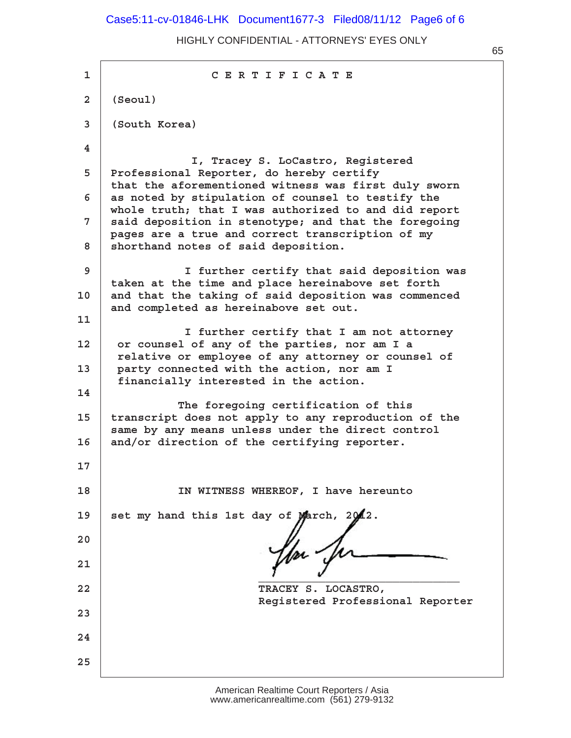# C E R T I F I C A T E

(Seoul)

(South Korea)

I, Tracey S. LoCastro, Registered Professional Reporter, do hereby certify that the aforementioned witness was first duly sworn as noted by stipulation of counsel to testify the whole truth; that I was authorized to and did report said deposition in stenotype; and that the foregoing pages are a true and correct transcription of my shorthand notes of said deposition.

I further certify that said deposition was taken at the time and place hereinabove set forth and that the taking of said deposition was commenced and completed as hereinabove set out.

I further certify that I am not attorney or counsel of any of the parties, nor am I a relative or employee of any attorney or counsel of party connected with the action, nor am I financially interested in the action.

The foregoing certification of this transcript does not apply to any reproduction of the same by any means unless under the direct control and/or direction of the certifying reporter.

IN WITNESS WHEREOF, I have hereunto set my hand this 1st day of March, 2012.

TRACEY S. LOCASTRO,
Registered Professional Reporter

American Realtime Court Reporters / Asia
www.americanrealtime.com (561) 279-9132